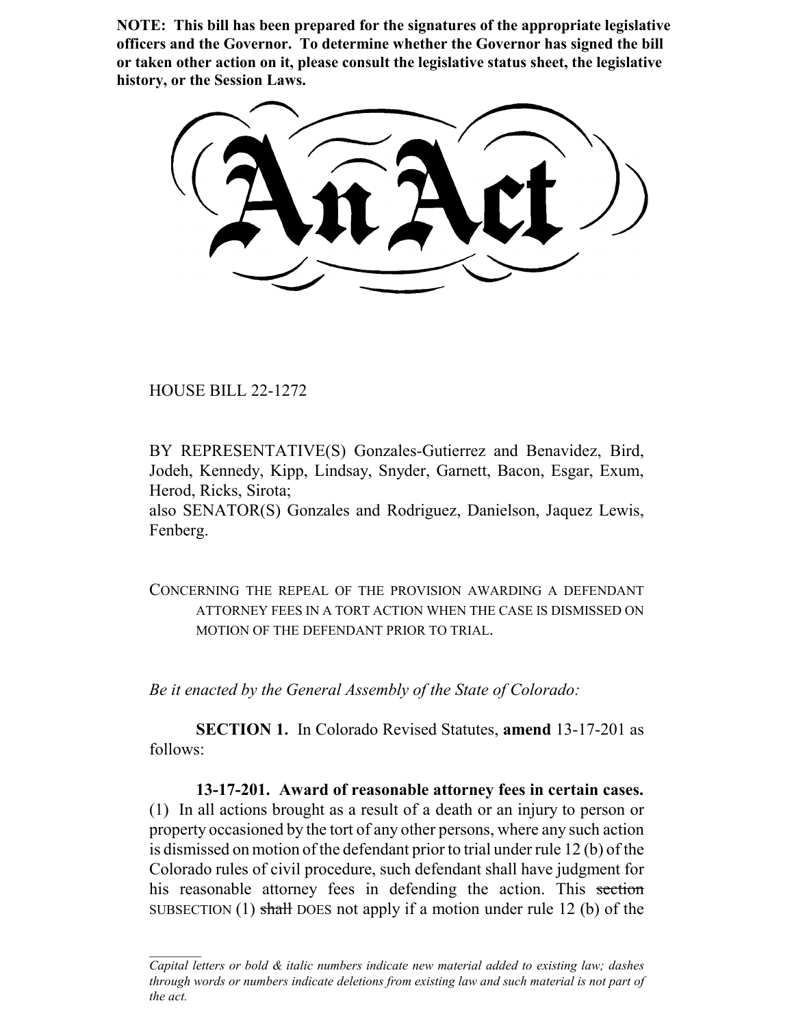**NOTE: This bill has been prepared for the signatures of the appropriate legislative officers and the Governor. To determine whether the Governor has signed the bill or taken other action on it, please consult the legislative status sheet, the legislative history, or the Session Laws.**

# An Act

HOUSE BILL 22-1272

BY REPRESENTATIVE(S) Gonzales-Gutierrez and Benavidez, Bird, Jodeh, Kennedy, Kipp, Lindsay, Snyder, Garnett, Bacon, Esgar, Exum, Herod, Ricks, Sirota;
also SENATOR(S) Gonzales and Rodriguez, Danielson, Jaquez Lewis, Fenberg.

CONCERNING THE REPEAL OF THE PROVISION AWARDING A DEFENDANT ATTORNEY FEES IN A TORT ACTION WHEN THE CASE IS DISMISSED ON MOTION OF THE DEFENDANT PRIOR TO TRIAL.

*Be it enacted by the General Assembly of the State of Colorado:*

**SECTION 1.** In Colorado Revised Statutes, **amend** 13-17-201 as follows:

**13-17-201. Award of reasonable attorney fees in certain cases.** (1) In all actions brought as a result of a death or an injury to person or property occasioned by the tort of any other persons, where any such action is dismissed on motion of the defendant prior to trial under rule 12 (b) of the Colorado rules of civil procedure, such defendant shall have judgment for his reasonable attorney fees in defending the action. This ~~section~~ SUBSECTION (1) ~~shall~~ DOES not apply if a motion under rule 12 (b) of the

*Capital letters or bold & italic numbers indicate new material added to existing law; dashes through words or numbers indicate deletions from existing law and such material is not part of the act.*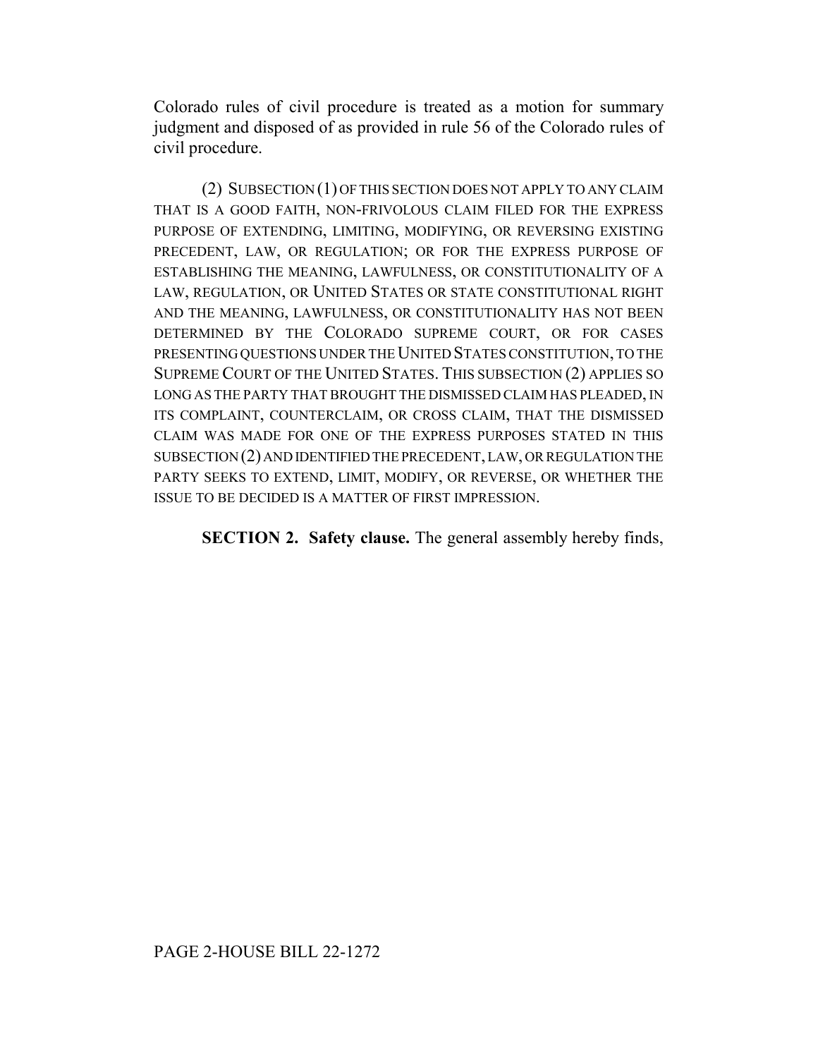Colorado rules of civil procedure is treated as a motion for summary judgment and disposed of as provided in rule 56 of the Colorado rules of civil procedure.

(2) SUBSECTION (1) OF THIS SECTION DOES NOT APPLY TO ANY CLAIM THAT IS A GOOD FAITH, NON-FRIVOLOUS CLAIM FILED FOR THE EXPRESS PURPOSE OF EXTENDING, LIMITING, MODIFYING, OR REVERSING EXISTING PRECEDENT, LAW, OR REGULATION; OR FOR THE EXPRESS PURPOSE OF ESTABLISHING THE MEANING, LAWFULNESS, OR CONSTITUTIONALITY OF A LAW, REGULATION, OR UNITED STATES OR STATE CONSTITUTIONAL RIGHT AND THE MEANING, LAWFULNESS, OR CONSTITUTIONALITY HAS NOT BEEN DETERMINED BY THE COLORADO SUPREME COURT, OR FOR CASES PRESENTING QUESTIONS UNDER THE UNITED STATES CONSTITUTION, TO THE SUPREME COURT OF THE UNITED STATES. THIS SUBSECTION (2) APPLIES SO LONG AS THE PARTY THAT BROUGHT THE DISMISSED CLAIM HAS PLEADED, IN ITS COMPLAINT, COUNTERCLAIM, OR CROSS CLAIM, THAT THE DISMISSED CLAIM WAS MADE FOR ONE OF THE EXPRESS PURPOSES STATED IN THIS SUBSECTION (2) AND IDENTIFIED THE PRECEDENT, LAW, OR REGULATION THE PARTY SEEKS TO EXTEND, LIMIT, MODIFY, OR REVERSE, OR WHETHER THE ISSUE TO BE DECIDED IS A MATTER OF FIRST IMPRESSION.

**SECTION 2. Safety clause.** The general assembly hereby finds,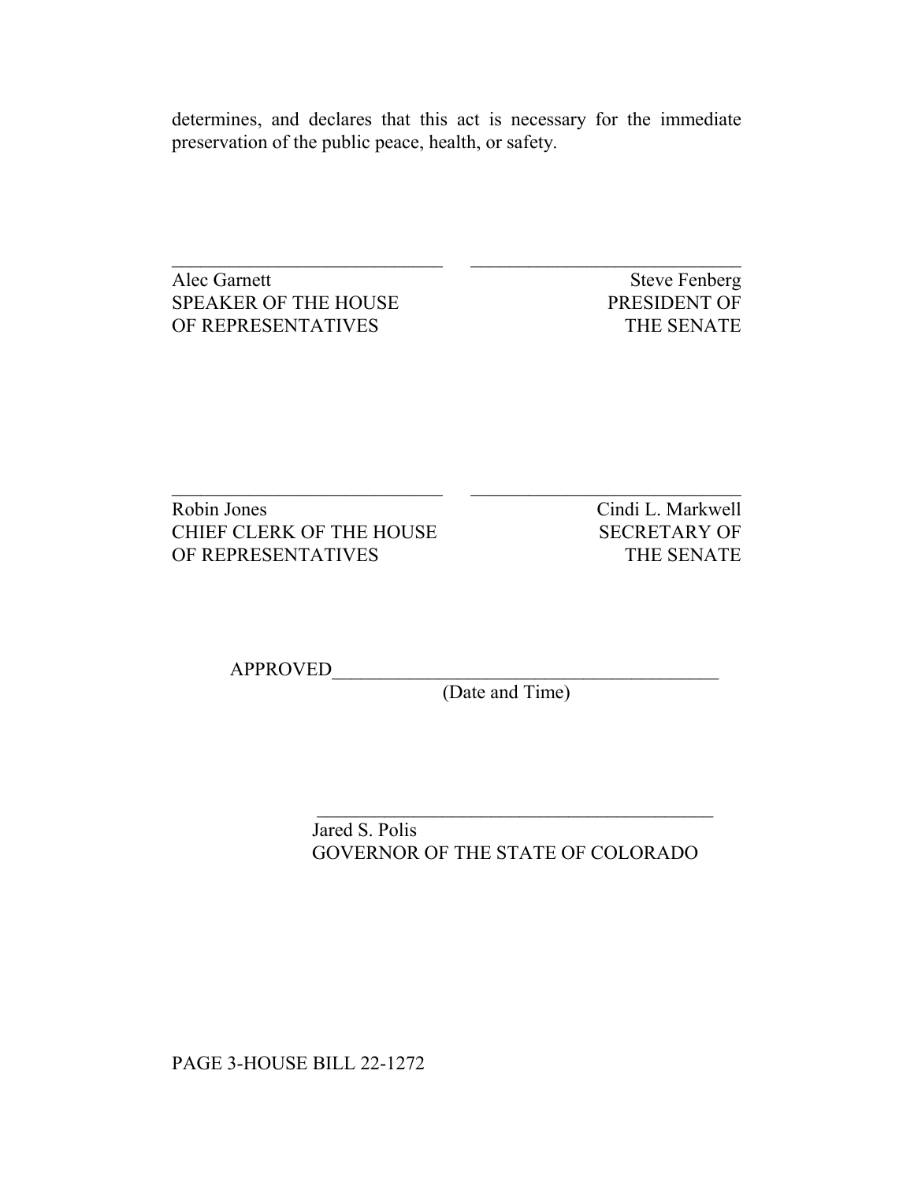determines, and declares that this act is necessary for the immediate preservation of the public peace, health, or safety.

____________________________ ____________________________

Alec Garnett
SPEAKER OF THE HOUSE
OF REPRESENTATIVES

Steve Fenberg
PRESIDENT OF
THE SENATE

____________________________ ____________________________

Robin Jones
CHIEF CLERK OF THE HOUSE
OF REPRESENTATIVES

Cindi L. Markwell
SECRETARY OF
THE SENATE

APPROVED________________________________________
(Date and Time)

_________________________________________

Jared S. Polis
GOVERNOR OF THE STATE OF COLORADO

PAGE 3-HOUSE BILL 22-1272